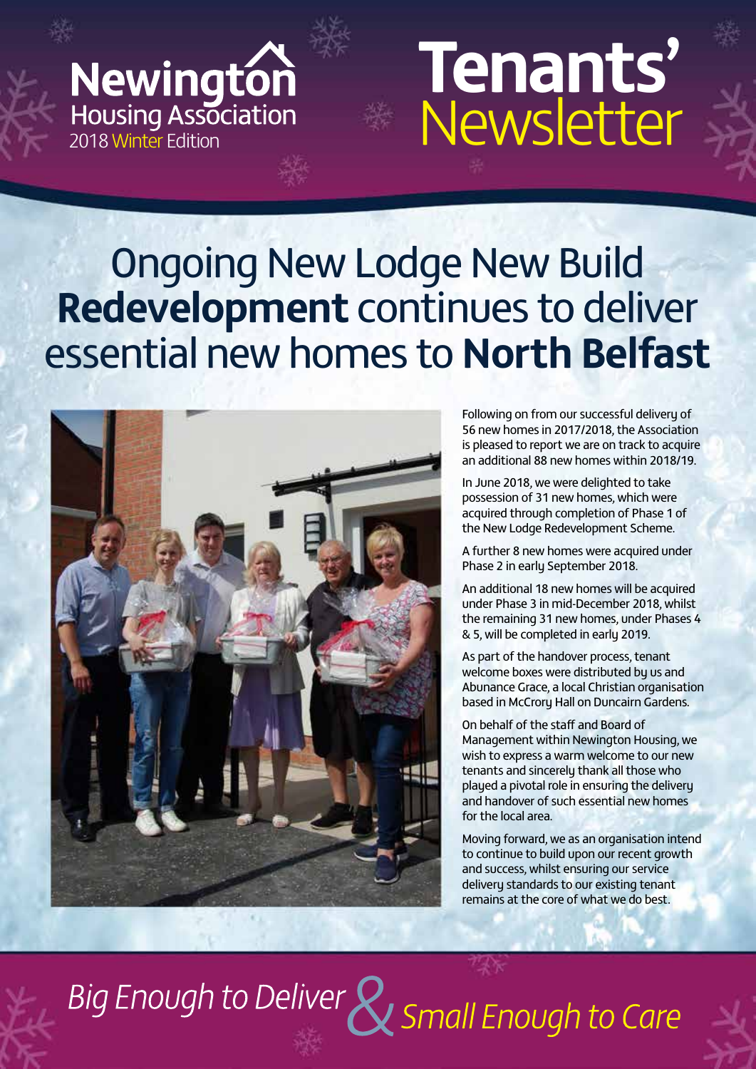Newington Housing Association
2018 Winter Edition

# Tenants' Newsletter

## Ongoing New Lodge New Build **Redevelopment** continues to deliver essential new homes to **North Belfast**

Following on from our successful delivery of 56 new homes in 2017/2018, the Association is pleased to report we are on track to acquire an additional 88 new homes within 2018/19.

In June 2018, we were delighted to take possession of 31 new homes, which were acquired through completion of Phase 1 of the New Lodge Redevelopment Scheme.

A further 8 new homes were acquired under Phase 2 in early September 2018.

An additional 18 new homes will be acquired under Phase 3 in mid-December 2018, whilst the remaining 31 new homes, under Phases 4 & 5, will be completed in early 2019.

As part of the handover process, tenant welcome boxes were distributed by us and Abunance Grace, a local Christian organisation based in McCrory Hall on Duncairn Gardens.

On behalf of the staff and Board of Management within Newington Housing, we wish to express a warm welcome to our new tenants and sincerely thank all those who played a pivotal role in ensuring the delivery and handover of such essential new homes for the local area.

Moving forward, we as an organisation intend to continue to build upon our recent growth and success, whilst ensuring our service delivery standards to our existing tenant remains at the core of what we do best.

*Big Enough to Deliver & Small Enough to Care*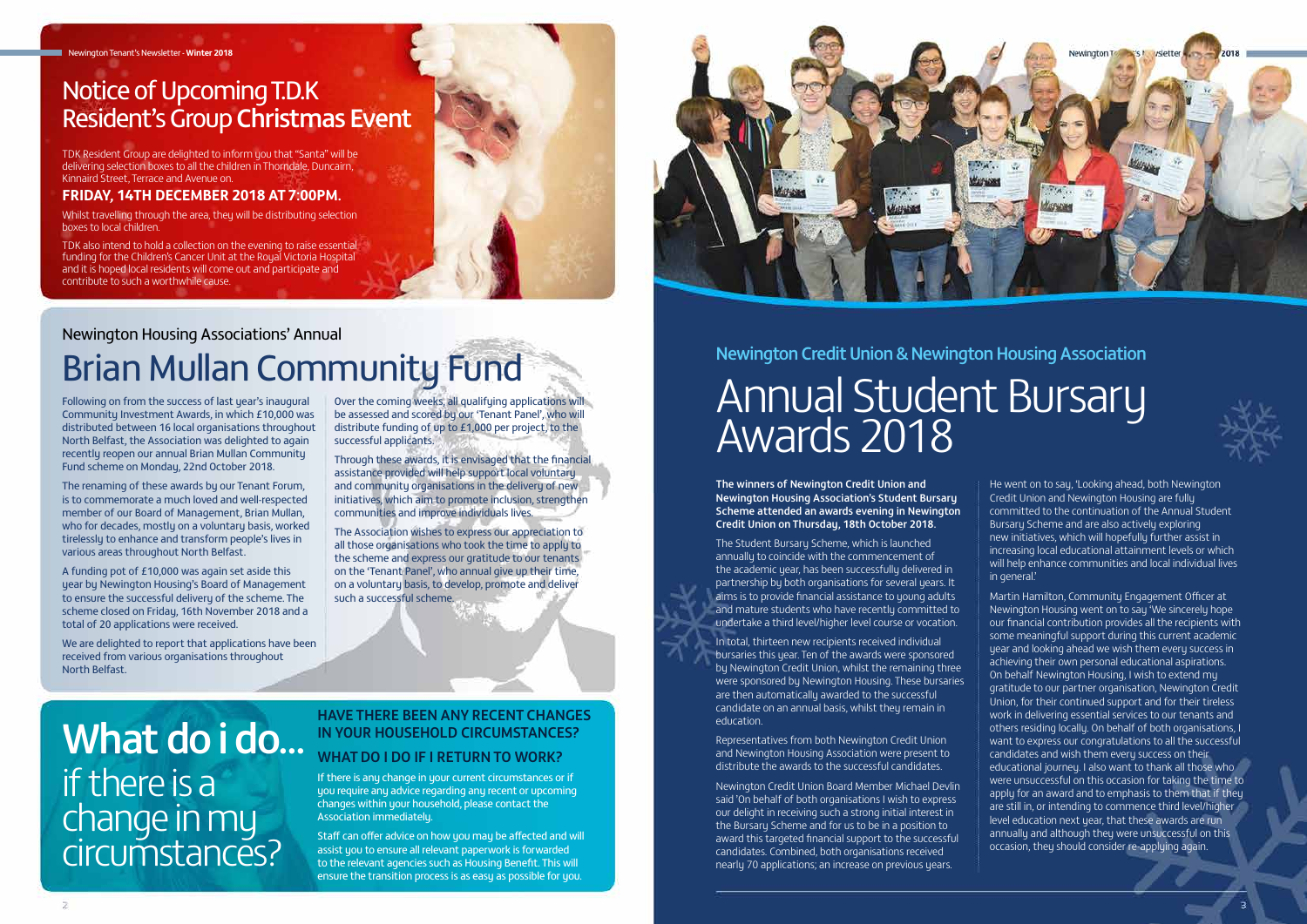# Notice of Upcoming T.D.K Resident's Group **Christmas Event**

TDK Resident Group are delighted to inform you that "Santa" will be delivering selection boxes to all the children in Thorndale, Duncairn, Kinnaird Street, Terrace and Avenue on.

### FRIDAY, 14TH DECEMBER 2018 AT 7:00PM.

Whilst travelling through the area, they will be distributing selection boxes to local children.

TDK also intend to hold a collection on the evening to raise essential funding for the Children's Cancer Unit at the Royal Victoria Hospital and it is hoped local residents will come out and participate and contribute to such a worthwhile cause.

## Newington Housing Associations' Annual

# Brian Mullan Community Fund

Following on from the success of last year's inaugural Community Investment Awards, in which £10,000 was distributed between 16 local organisations throughout North Belfast, the Association was delighted to again recently reopen our annual Brian Mullan Community Fund scheme on Monday, 22nd October 2018.

The renaming of these awards by our Tenant Forum, is to commemorate a much loved and well-respected member of our Board of Management, Brian Mullan, who for decades, mostly on a voluntary basis, worked tirelessly to enhance and transform people's lives in various areas throughout North Belfast.

A funding pot of £10,000 was again set aside this year by Newington Housing's Board of Management to ensure the successful delivery of the scheme. The scheme closed on Friday, 16th November 2018 and a total of 20 applications were received.

We are delighted to report that applications have been received from various organisations throughout North Belfast.

Over the coming weeks, all qualifying applications will be assessed and scored by our 'Tenant Panel', who will distribute funding of up to £1,000 per project, to the successful applicants.

Through these awards, it is envisaged that the financial assistance provided will help support local voluntary and community organisations in the delivery of new initiatives, which aim to promote inclusion, strengthen communities and improve individuals lives.

The Association wishes to express our appreciation to all those organisations who took the time to apply to the scheme and express our gratitude to our tenants on the 'Tenant Panel', who annual give up their time, on a voluntary basis, to develop, promote and deliver such a successful scheme.

# **What do i do...** if there is a change in my circumstances?

### HAVE THERE BEEN ANY RECENT CHANGES IN YOUR HOUSEHOLD CIRCUMSTANCES?

### WHAT DO I DO IF I RETURN TO WORK?

If there is any change in your current circumstances or if you require any advice regarding any recent or upcoming changes within your household, please contact the Association immediately.

Staff can offer advice on how you may be affected and will assist you to ensure all relevant paperwork is forwarded to the relevant agencies such as Housing Benefit. This will ensure the transition process is as easy as possible for you.

## Newington Credit Union & Newington Housing Association

# Annual Student Bursary Awards 2018

**The winners of Newington Credit Union and Newington Housing Association's Student Bursary Scheme attended an awards evening in Newington Credit Union on Thursday, 18th October 2018.**

The Student Bursary Scheme, which is launched annually to coincide with the commencement of the academic year, has been successfully delivered in partnership by both organisations for several years. It aims is to provide financial assistance to young adults and mature students who have recently committed to undertake a third level/higher level course or vocation.

In total, thirteen new recipients received individual bursaries this year. Ten of the awards were sponsored by Newington Credit Union, whilst the remaining three were sponsored by Newington Housing. These bursaries are then automatically awarded to the successful candidate on an annual basis, whilst they remain in education.

Representatives from both Newington Credit Union and Newington Housing Association were present to distribute the awards to the successful candidates.

Newington Credit Union Board Member Michael Devlin said 'On behalf of both organisations I wish to express our delight in receiving such a strong initial interest in the Bursary Scheme and for us to be in a position to award this targeted financial support to the successful candidates. Combined, both organisations received nearly 70 applications; an increase on previous years.

He went on to say, 'Looking ahead, both Newington Credit Union and Newington Housing are fully committed to the continuation of the Annual Student Bursary Scheme and are also actively exploring new initiatives, which will hopefully further assist in increasing local educational attainment levels or which will help enhance communities and local individual lives in general.'

Martin Hamilton, Community Engagement Officer at Newington Housing went on to say 'We sincerely hope our financial contribution provides all the recipients with some meaningful support during this current academic year and looking ahead we wish them every success in achieving their own personal educational aspirations. On behalf Newington Housing, I wish to extend my gratitude to our partner organisation, Newington Credit Union, for their continued support and for their tireless work in delivering essential services to our tenants and others residing locally. On behalf of both organisations, I want to express our congratulations to all the successful candidates and wish them every success on their educational journey. I also want to thank all those who were unsuccessful on this occasion for taking the time to apply for an award and to emphasis to them that if they are still in, or intending to commence third level/higher level education next year, that these awards are run annually and although they were unsuccessful on this occasion, they should consider re-applying again.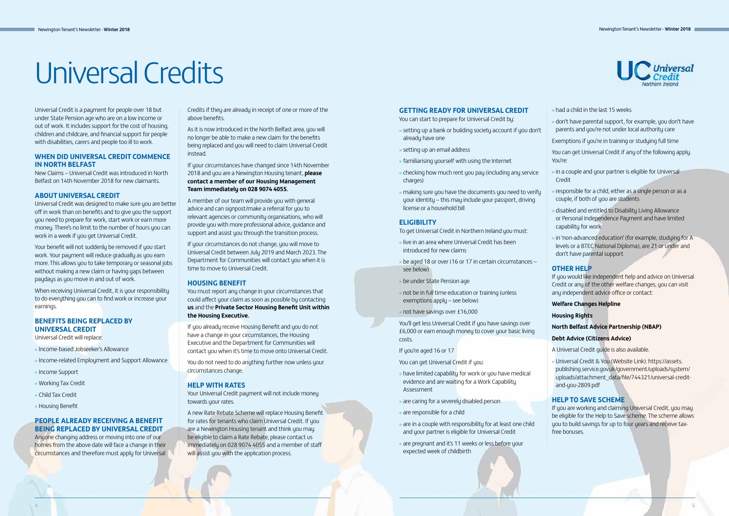# Universal Credits

Universal Credit is a payment for people over 18 but under State Pension age who are on a low income or out of work. It includes support for the cost of housing, children and childcare, and financial support for people with disabilities, carers and people too ill to work.

## WHEN DID UNIVERSAL CREDIT COMMENCE IN NORTH BELFAST

New Claims – Universal Credit was introduced in North Belfast on 14th November 2018 for new claimants.

## ABOUT UNIVERSAL CREDIT

Universal Credit was designed to make sure you are better off in work than on benefits and to give you the support you need to prepare for work, start work or earn more money. There's no limit to the number of hours you can work in a week if you get Universal Credit.

Your benefit will not suddenly be removed if you start work. Your payment will reduce gradually as you earn more. This allows you to take temporary or seasonal jobs without making a new claim or having gaps between paydays as you move in and out of work.

When receiving Universal Credit, it is your responsibility to do everything you can to find work or increase your earnings.

## BENEFITS BEING REPLACED BY UNIVERSAL CREDIT

Universal Credit will replace:

- Income-based Jobseeker's Allowance
- Income-related Employment and Support Allowance
- Income Support
- Working Tax Credit
- Child Tax Credit
- Housing Benefit

## PEOPLE ALREADY RECEIVING A BENEFIT BEING REPLACED BY UNIVERSAL CREDIT

Anyone changing address or moving into one of our homes from the above date will face a change in their circumstances and therefore must apply for Universal Credits if they are already in receipt of one or more of the above benefits.

As it is now introduced in the North Belfast area, you will no longer be able to make a new claim for the benefits being replaced and you will need to claim Universal Credit instead.

If your circumstances have changed since 14th November 2018 and you are a Newington Housing tenant, **please contact a member of our Housing Management Team immediately on 028 9074 4055.**

A member of our team will provide you with general advice and can signpost/make a referral for you to relevant agencies or community organisations, who will provide you with more professional advice, guidance and support and assist you through the transition process.

If your circumstances do not change, you will move to Universal Credit between July 2019 and March 2023. The Department for Communities will contact you when it is time to move to Universal Credit.

## HOUSING BENEFIT

You must report any change in your circumstances that could affect your claim as soon as possible by contacting **us** and the **Private Sector Housing Benefit Unit within the Housing Executive.**

If you already receive Housing Benefit and you do not have a change in your circumstances, the Housing Executive and the Department for Communities will contact you when it's time to move onto Universal Credit.

You do not need to do anything further now unless your circumstances change.

## HELP WITH RATES

Your Universal Credit payment will not include money towards your rates.

A new Rate Rebate Scheme will replace Housing Benefit for rates for tenants who claim Universal Credit. If you are a Newington Housing tenant and think you may be eligible to claim a Rate Rebate, please contact us immediately on 028 9074 4055 and a member of staff will assist you with the application process.

## GETTING READY FOR UNIVERSAL CREDIT

You can start to prepare for Universal Credit by:

- setting up a bank or building society account if you don't already have one
- setting up an email address
- familiarising yourself with using the Internet
- checking how much rent you pay (including any service charges)
- making sure you have the documents you need to verify your identity – this may include your passport, driving license or a household bill

## ELIGIBILITY

To get Universal Credit in Northern Ireland you must:

- live in an area where Universal Credit has been introduced for new claims
- be aged 18 or over (16 or 17 in certain circumstances – see below)
- be under State Pension age
- not be in full time education or training (unless exemptions apply – see below)
- not have savings over £16,000

You'll get less Universal Credit if you have savings over £6,000 or earn enough money to cover your basic living costs.

If you're aged 16 or 17

You can get Universal Credit if you:

- have limited capability for work or you have medical evidence and are waiting for a Work Capability Assessment
- are caring for a severely disabled person
- are responsible for a child
- are in a couple with responsibility for at least one child and your partner is eligible for Universal Credit
- are pregnant and it's 11 weeks or less before your expected week of childbirth
- had a child in the last 15 weeks
- don't have parental support, for example, you don't have parents and you're not under local authority care

Exemptions if you're in training or studying full time

You can get Universal Credit if any of the following apply. You're:

- in a couple and your partner is eligible for Universal Credit
- responsible for a child, either as a single person or as a couple, if both of you are students
- disabled and entitled to Disability Living Allowance or Personal Independence Payment and have limited capability for work
- in 'non-advanced education' (for example, studying for A levels or a BTEC National Diploma), are 21 or under and don't have parental support

## OTHER HELP

If you would like independent help and advice on Universal Credit or any of the other welfare changes, you can visit any independent advice office or contact:

**Welfare Changes Helpline**

**Housing Rights**

**North Belfast Advice Partnership (NBAP)**

**Debt Advice (Citizens Advice)**

A Universal Credit guide is also available.

- Universal Credit & You (Website Link): https://assets.publishing.service.gov.uk/government/uploads/system/uploads/attachment_data/file/744321/universal-credit-and-you-2809.pdf

## HELP TO SAVE SCHEME

If you are working and claiming Universal Credit, you may be eligible for the Help to Save scheme. The scheme allows you to build savings for up to four years and receive tax-free bonuses.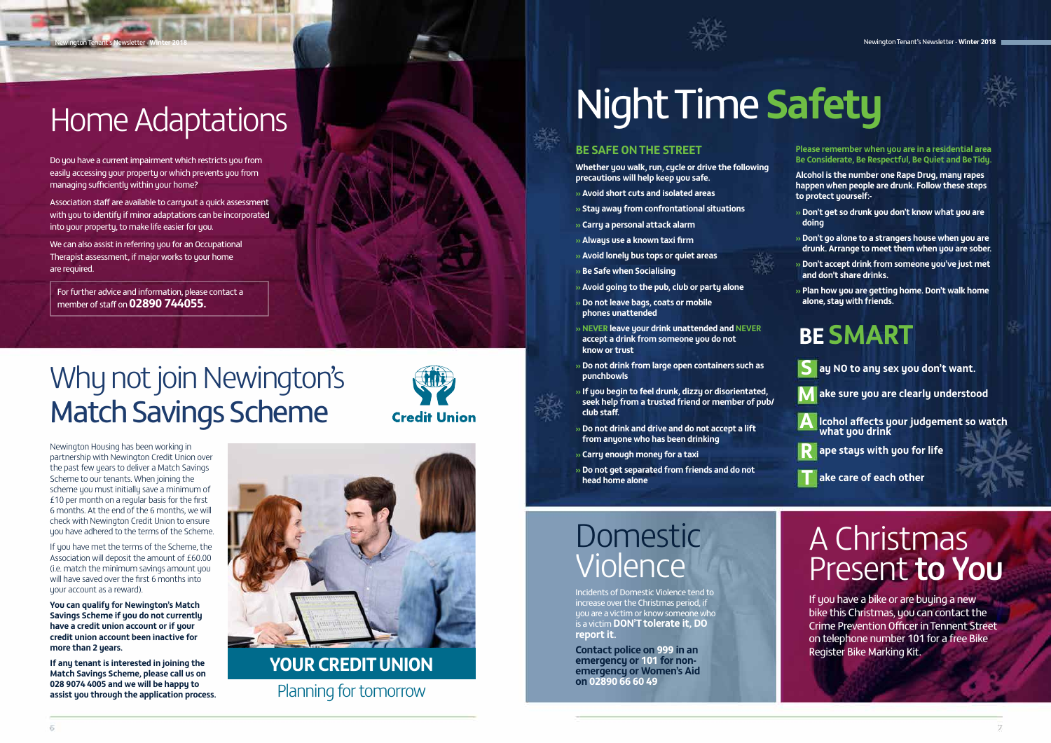# Home Adaptations

Do you have a current impairment which restricts you from easily accessing your property or which prevents you from managing sufficiently within your home?

Association staff are available to carryout a quick assessment with you to identify if minor adaptations can be incorporated into your property, to make life easier for you.

We can also assist in referring you for an Occupational Therapist assessment, if major works to your home are required.

For further advice and information, please contact a member of staff on **02890 744055.**

# Why not join Newington's Match Savings Scheme

Credit Union

Newington Housing has been working in partnership with Newington Credit Union over the past few years to deliver a Match Savings Scheme to our tenants. When joining the scheme you must initially save a minimum of £10 per month on a regular basis for the first 6 months. At the end of the 6 months, we will check with Newington Credit Union to ensure you have adhered to the terms of the Scheme.

If you have met the terms of the Scheme, the Association will deposit the amount of £60.00 (i.e. match the minimum savings amount you will have saved over the first 6 months into your account as a reward).

**You can qualify for Newington's Match Savings Scheme if you do not currently have a credit union account or if your credit union account been inactive for more than 2 years.**

**If any tenant is interested in joining the Match Savings Scheme, please call us on 028 9074 4005 and we will be happy to assist you through the application process.**

**YOUR CREDIT UNION**

Planning for tomorrow

# Night Time Safety

## BE SAFE ON THE STREET

**Whether you walk, run, cycle or drive the following precautions will help keep you safe.**

- **Avoid short cuts and isolated areas**
- **Stay away from confrontational situations**
- **Carry a personal attack alarm**
- **Always use a known taxi firm**
- **Avoid lonely bus tops or quiet areas**
- **Be Safe when Socialising**
- **Avoid going to the pub, club or party alone**
- **Do not leave bags, coats or mobile phones unattended**
- **NEVER leave your drink unattended and NEVER accept a drink from someone you do not know or trust**
- **Do not drink from large open containers such as punchbowls**
- **If you begin to feel drunk, dizzy or disorientated, seek help from a trusted friend or member of pub/club staff.**
- **Do not drink and drive and do not accept a lift from anyone who has been drinking**
- **Carry enough money for a taxi**
- **Do not get separated from friends and do not head home alone**

**Please remember when you are in a residential area Be Considerate, Be Respectful, Be Quiet and Be Tidy.**

**Alcohol is the number one Rape Drug, many rapes happen when people are drunk. Follow these steps to protect yourself:-**

- **Don't get so drunk you don't know what you are doing**
- **Don't go alone to a strangers house when you are drunk. Arrange to meet them when you are sober.**
- **Don't accept drink from someone you've just met and don't share drinks.**
- **Plan how you are getting home. Don't walk home alone, stay with friends.**

## BE SMART

**S**ay NO to any sex you don't want.

**M**ake sure you are clearly understood

**A**lcohol affects your judgement so watch what you drink

**R**ape stays with you for life

**T**ake care of each other

# Domestic Violence

Incidents of Domestic Violence tend to increase over the Christmas period, if you are a victim or know someone who is a victim **DON'T tolerate it, DO report it.**

**Contact police on 999 in an emergency or 101 for non-emergency or Women's Aid on 02890 66 60 49**

# A Christmas Present to You

If you have a bike or are buying a new bike this Christmas, you can contact the Crime Prevention Officer in Tennent Street on telephone number 101 for a free Bike Register Bike Marking Kit.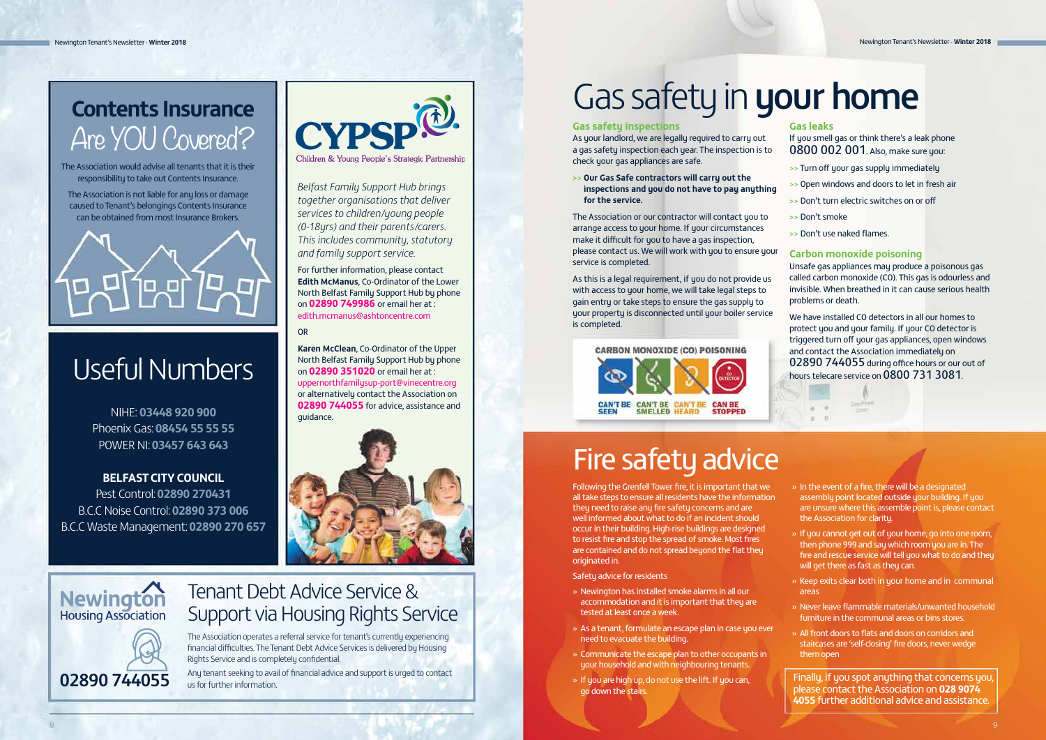# Contents Insurance Are YOU Covered?

The Association would advise all tenants that it is their responsibility to take out Contents Insurance.

The Association is not liable for any loss or damage caused to Tenant's belongings Contents Insurance can be obtained from most Insurance Brokers.

# Useful Numbers

NIHE: **03448 920 900**
Phoenix Gas: **08454 55 55 55**
POWER NI: **03457 643 643**

**BELFAST CITY COUNCIL**
Pest Control: **02890 270431**
B.C.C Noise Control: **02890 373 006**
B.C.C Waste Management: **02890 270 657**

## CYPSP

Children & Young People's Strategic Partnership

*Belfast Family Support Hub brings together organisations that deliver services to children/young people (0-18yrs) and their parents/carers. This includes community, statutory and family support service.*

For further information, please contact **Edith McManus**, Co-Ordinator of the Lower North Belfast Family Support Hub by phone on **02890 749986** or email her at : edith.mcmanus@ashtoncentre.com

OR

**Karen McClean**, Co-Ordinator of the Upper North Belfast Family Support Hub by phone on **02890 351020** or email her at : uppernorthfamilysup-port@vinecentre.org or alternatively contact the Association on **02890 744055** for advice, assistance and guidance.

## Tenant Debt Advice Service & Support via Housing Rights Service

Newington Housing Association

**02890 744055**

The Association operates a referral service for tenant's currently experiencing financial difficulties. The Tenant Debt Advice Services is delivered by Housing Rights Service and is completely confidential.

Any tenant seeking to avail of financial advice and support is urged to contact us for further information.

# Gas safety in **your home**

### Gas safety inspections

As your landlord, we are legally required to carry out a gas safety inspection each year. The inspection is to check your gas appliances are safe.

>> **Our Gas Safe contractors will carry out the inspections and you do not have to pay anything for the service.**

The Association or our contractor will contact you to arrange access to your home. If your circumstances make it difficult for you to have a gas inspection, please contact us. We will work with you to ensure your service is completed.

As this is a legal requirement, if you do not provide us with access to your home, we will take legal steps to gain entry or take steps to ensure the gas supply to your property is disconnected until your boiler service is completed.

CARBON MONOXIDE (CO) POISONING

CAN'T BE SEEN | CAN'T BE SMELLED | CAN'T BE HEARD | CAN BE STOPPED

### Gas leaks

If you smell gas or think there's a leak phone **0800 002 001**. Also, make sure you:

- Turn off your gas supply immediately
- Open windows and doors to let in fresh air
- Don't turn electric switches on or off
- Don't smoke
- Don't use naked flames.

### Carbon monoxide poisoning

Unsafe gas appliances may produce a poisonous gas called carbon monoxide (CO). This gas is odourless and invisible. When breathed in it can cause serious health problems or death.

We have installed CO detectors in all our homes to protect you and your family. If your CO detector is triggered turn off your gas appliances, open windows and contact the Association immediately on **02890 744055** during office hours or our out of hours telecare service on **0800 731 3081**.

# Fire safety advice

Following the Grenfell Tower fire, it is important that we all take steps to ensure all residents have the information they need to raise any fire safety concerns and are well informed about what to do if an incident should occur in their building. High-rise buildings are designed to resist fire and stop the spread of smoke. Most fires are contained and do not spread beyond the flat they originated in.

Safety advice for residents

- Newington has installed smoke alarms in all our accommodation and it is important that they are tested at least once a week.
- As a tenant, formulate an escape plan in case you ever need to evacuate the building.
- Communicate the escape plan to other occupants in your household and with neighbouring tenants.
- If you are high up, do not use the lift. If you can, go down the stairs.
- In the event of a fire, there will be a designated assembly point located outside your building. If you are unsure where this assemble point is, please contact the Association for clarity.
- If you cannot get out of your home, go into one room, then phone 999 and say which room you are in. The fire and rescue service will tell you what to do and they will get there as fast as they can.
- Keep exits clear both in your home and in communal areas
- Never leave flammable materials/unwanted household furniture in the communal areas or bins stores.
- All front doors to flats and doors on corridors and staircases are 'self-closing' fire doors, never wedge them open

Finally, if you spot anything that concerns you, please contact the Association on **028 9074 4055** further additional advice and assistance.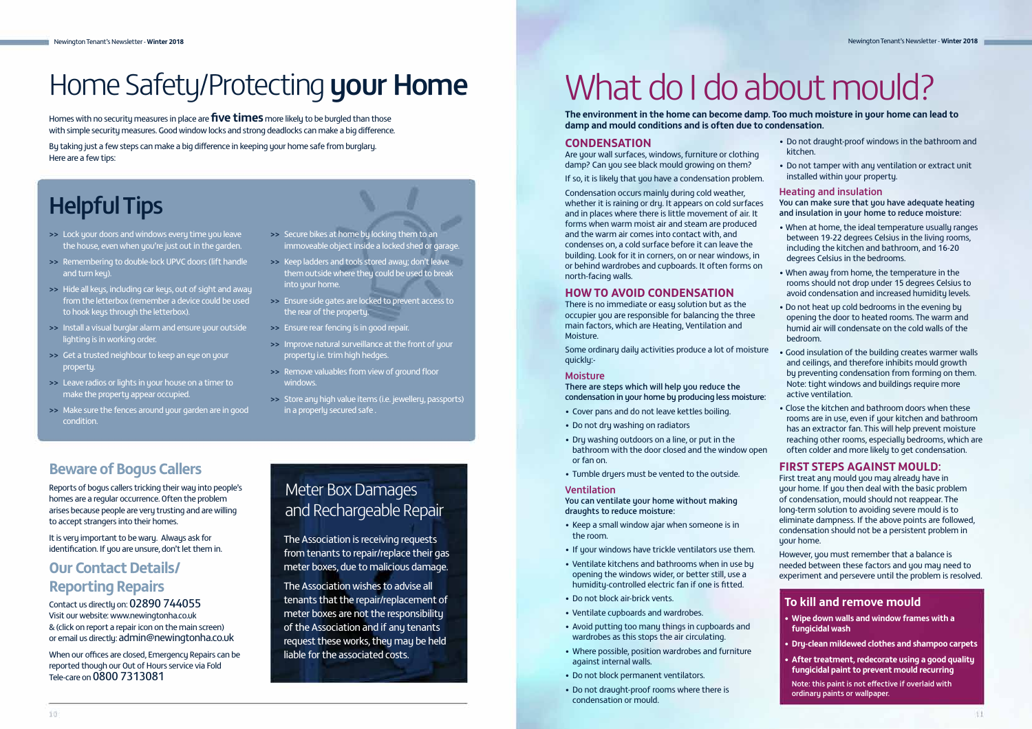# Home Safety/Protecting **your Home**

Homes with no security measures in place are **five times** more likely to be burgled than those with simple security measures. Good window locks and strong deadlocks can make a big difference.

By taking just a few steps can make a big difference in keeping your home safe from burglary. Here are a few tips:

## Helpful Tips

- >> Lock your doors and windows every time you leave the house, even when you're just out in the garden.
- >> Remembering to double-lock UPVC doors (lift handle and turn key).
- >> Hide all keys, including car keys, out of sight and away from the letterbox (remember a device could be used to hook keys through the letterbox).
- >> Install a visual burglar alarm and ensure your outside lighting is in working order.
- >> Get a trusted neighbour to keep an eye on your property.
- >> Leave radios or lights in your house on a timer to make the property appear occupied.
- >> Make sure the fences around your garden are in good condition.
- >> Secure bikes at home by locking them to an immoveable object inside a locked shed or garage.
- >> Keep ladders and tools stored away; don't leave them outside where they could be used to break into your home.
- >> Ensure side gates are locked to prevent access to the rear of the property.
- >> Ensure rear fencing is in good repair.
- >> Improve natural surveillance at the front of your property i.e. trim high hedges.
- >> Remove valuables from view of ground floor windows.
- >> Store any high value items (i.e. jewellery, passports) in a properly secured safe .

## Beware of Bogus Callers

Reports of bogus callers tricking their way into people's homes are a regular occurrence. Often the problem arises because people are very trusting and are willing to accept strangers into their homes.

It is very important to be wary. Always ask for identification. If you are unsure, don't let them in.

## Our Contact Details/ Reporting Repairs

Contact us directly on: 02890 744055
Visit our website: www.newingtonha.co.uk
& (click on report a repair icon on the main screen)
or email us directly: admin@newingtonha.co.uk

When our offices are closed, Emergency Repairs can be reported though our Out of Hours service via Fold Tele-care on 0800 7313081

## Meter Box Damages and Rechargeable Repair

The Association is receiving requests from tenants to repair/replace their gas meter boxes, due to malicious damage.

The Association wishes to advise all tenants that the repair/replacement of meter boxes are not the responsibility of the Association and if any tenants request these works, they may be held liable for the associated costs.

# What do I do about mould?

**The environment in the home can become damp. Too much moisture in your home can lead to damp and mould conditions and is often due to condensation.**

## CONDENSATION

Are your wall surfaces, windows, furniture or clothing damp? Can you see black mould growing on them?

If so, it is likely that you have a condensation problem.

Condensation occurs mainly during cold weather, whether it is raining or dry. It appears on cold surfaces and in places where there is little movement of air. It forms when warm moist air and steam are produced and the warm air comes into contact with, and condenses on, a cold surface before it can leave the building. Look for it in corners, on or near windows, in or behind wardrobes and cupboards. It often forms on north-facing walls.

## HOW TO AVOID CONDENSATION

There is no immediate or easy solution but as the occupier you are responsible for balancing the three main factors, which are Heating, Ventilation and Moisture.

Some ordinary daily activities produce a lot of moisture quickly:-

### Moisture

**There are steps which will help you reduce the condensation in your home by producing less moisture:**

- Cover pans and do not leave kettles boiling.
- Do not dry washing on radiators
- Dry washing outdoors on a line, or put in the bathroom with the door closed and the window open or fan on.
- Tumble dryers must be vented to the outside.

### Ventilation

**You can ventilate your home without making draughts to reduce moisture:**

- Keep a small window ajar when someone is in the room.
- If your windows have trickle ventilators use them.
- Ventilate kitchens and bathrooms when in use by opening the windows wider, or better still, use a humidity-controlled electric fan if one is fitted.
- Do not block air-brick vents.
- Ventilate cupboards and wardrobes.
- Avoid putting too many things in cupboards and wardrobes as this stops the air circulating.
- Where possible, position wardrobes and furniture against internal walls.
- Do not block permanent ventilators.
- Do not draught-proof rooms where there is condensation or mould.
- Do not draught-proof windows in the bathroom and kitchen.
- Do not tamper with any ventilation or extract unit installed within your property.

### Heating and insulation

**You can make sure that you have adequate heating and insulation in your home to reduce moisture:**

- When at home, the ideal temperature usually ranges between 19-22 degrees Celsius in the living rooms, including the kitchen and bathroom, and 16-20 degrees Celsius in the bedrooms.
- When away from home, the temperature in the rooms should not drop under 15 degrees Celsius to avoid condensation and increased humidity levels.
- Do not heat up cold bedrooms in the evening by opening the door to heated rooms. The warm and humid air will condensate on the cold walls of the bedroom.
- Good insulation of the building creates warmer walls and ceilings, and therefore inhibits mould growth by preventing condensation from forming on them. Note: tight windows and buildings require more active ventilation.
- Close the kitchen and bathroom doors when these rooms are in use, even if your kitchen and bathroom has an extractor fan. This will help prevent moisture reaching other rooms, especially bedrooms, which are often colder and more likely to get condensation.

## FIRST STEPS AGAINST MOULD:

First treat any mould you may already have in your home. If you then deal with the basic problem of condensation, mould should not reappear. The long-term solution to avoiding severe mould is to eliminate dampness. If the above points are followed, condensation should not be a persistent problem in your home.

However, you must remember that a balance is needed between these factors and you may need to experiment and persevere until the problem is resolved.

### To kill and remove mould

- **Wipe down walls and window frames with a fungicidal wash**
- **Dry-clean mildewed clothes and shampoo carpets**
- **After treatment, redecorate using a good quality fungicidal paint to prevent mould recurring**

**Note: this paint is not effective if overlaid with ordinary paints or wallpaper.**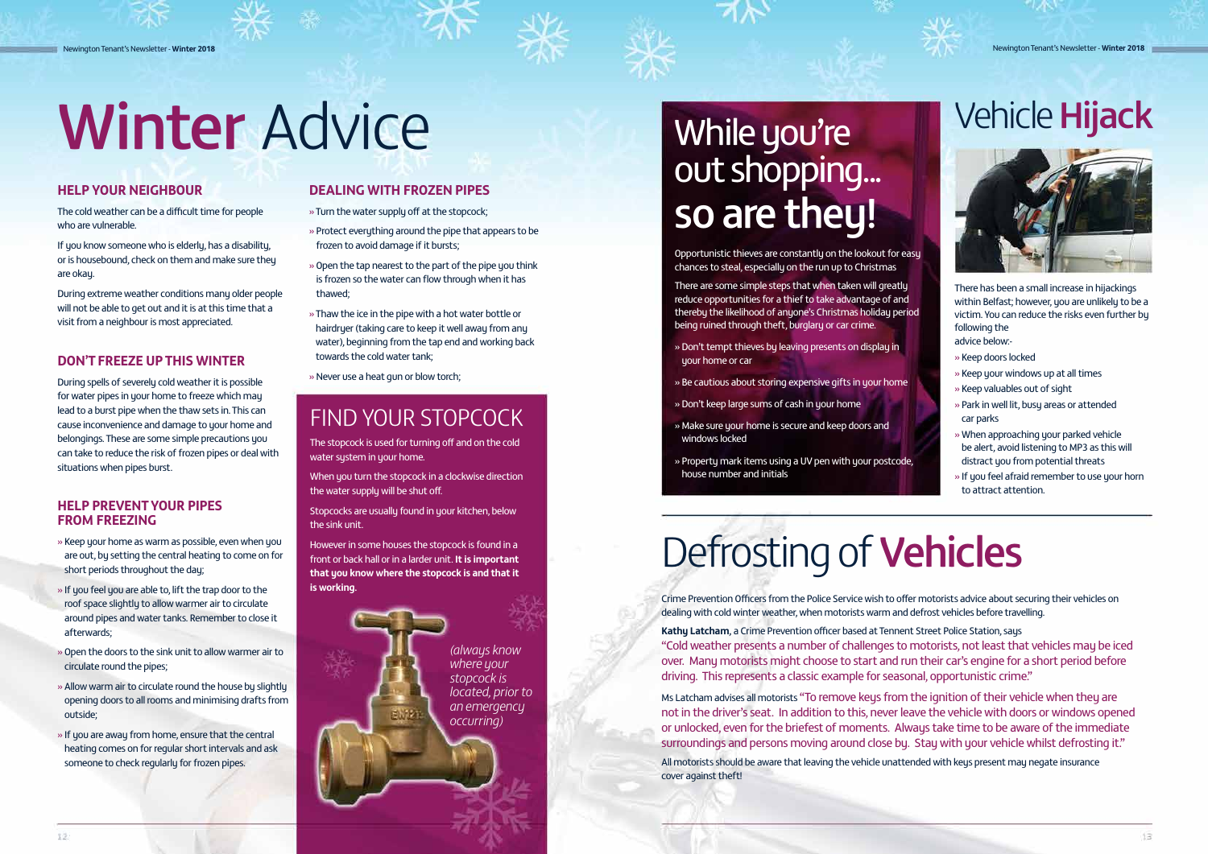# Winter Advice

## HELP YOUR NEIGHBOUR

The cold weather can be a difficult time for people who are vulnerable.

If you know someone who is elderly, has a disability, or is housebound, check on them and make sure they are okay.

During extreme weather conditions many older people will not be able to get out and it is at this time that a visit from a neighbour is most appreciated.

## DON'T FREEZE UP THIS WINTER

During spells of severely cold weather it is possible for water pipes in your home to freeze which may lead to a burst pipe when the thaw sets in. This can cause inconvenience and damage to your home and belongings. These are some simple precautions you can take to reduce the risk of frozen pipes or deal with situations when pipes burst.

## HELP PREVENT YOUR PIPES FROM FREEZING

- Keep your home as warm as possible, even when you are out, by setting the central heating to come on for short periods throughout the day;
- If you feel you are able to, lift the trap door to the roof space slightly to allow warmer air to circulate around pipes and water tanks. Remember to close it afterwards;
- Open the doors to the sink unit to allow warmer air to circulate round the pipes;
- Allow warm air to circulate round the house by slightly opening doors to all rooms and minimising drafts from outside;
- If you are away from home, ensure that the central heating comes on for regular short intervals and ask someone to check regularly for frozen pipes.

## DEALING WITH FROZEN PIPES

- Turn the water supply off at the stopcock;
- Protect everything around the pipe that appears to be frozen to avoid damage if it bursts;
- Open the tap nearest to the part of the pipe you think is frozen so the water can flow through when it has thawed;
- Thaw the ice in the pipe with a hot water bottle or hairdryer (taking care to keep it well away from any water), beginning from the tap end and working back towards the cold water tank;
- Never use a heat gun or blow torch;

## FIND YOUR STOPCOCK

The stopcock is used for turning off and on the cold water system in your home.

When you turn the stopcock in a clockwise direction the water supply will be shut off.

Stopcocks are usually found in your kitchen, below the sink unit.

However in some houses the stopcock is found in a front or back hall or in a larder unit. **It is important that you know where the stopcock is and that it is working.**

*(always know where your stopcock is located, prior to an emergency occurring)*

# While you're out shopping... so are they!

Opportunistic thieves are constantly on the lookout for easy chances to steal, especially on the run up to Christmas

There are some simple steps that when taken will greatly reduce opportunities for a thief to take advantage of and thereby the likelihood of anyone's Christmas holiday period being ruined through theft, burglary or car crime.

- Don't tempt thieves by leaving presents on display in your home or car
- Be cautious about storing expensive gifts in your home
- Don't keep large sums of cash in your home
- Make sure your home is secure and keep doors and windows locked
- Property mark items using a UV pen with your postcode, house number and initials

# Vehicle Hijack

There has been a small increase in hijackings within Belfast; however, you are unlikely to be a victim. You can reduce the risks even further by following the advice below:-

- Keep doors locked
- Keep your windows up at all times
- Keep valuables out of sight
- Park in well lit, busy areas or attended car parks
- When approaching your parked vehicle be alert, avoid listening to MP3 as this will distract you from potential threats
- If you feel afraid remember to use your horn to attract attention.

# Defrosting of Vehicles

Crime Prevention Officers from the Police Service wish to offer motorists advice about securing their vehicles on dealing with cold winter weather, when motorists warm and defrost vehicles before travelling.

**Kathy Latcham**, a Crime Prevention officer based at Tennent Street Police Station, says "Cold weather presents a number of challenges to motorists, not least that vehicles may be iced over. Many motorists might choose to start and run their car's engine for a short period before driving. This represents a classic example for seasonal, opportunistic crime."

Ms Latcham advises all motorists "To remove keys from the ignition of their vehicle when they are not in the driver's seat. In addition to this, never leave the vehicle with doors or windows opened or unlocked, even for the briefest of moments. Always take time to be aware of the immediate surroundings and persons moving around close by. Stay with your vehicle whilst defrosting it."

All motorists should be aware that leaving the vehicle unattended with keys present may negate insurance cover against theft!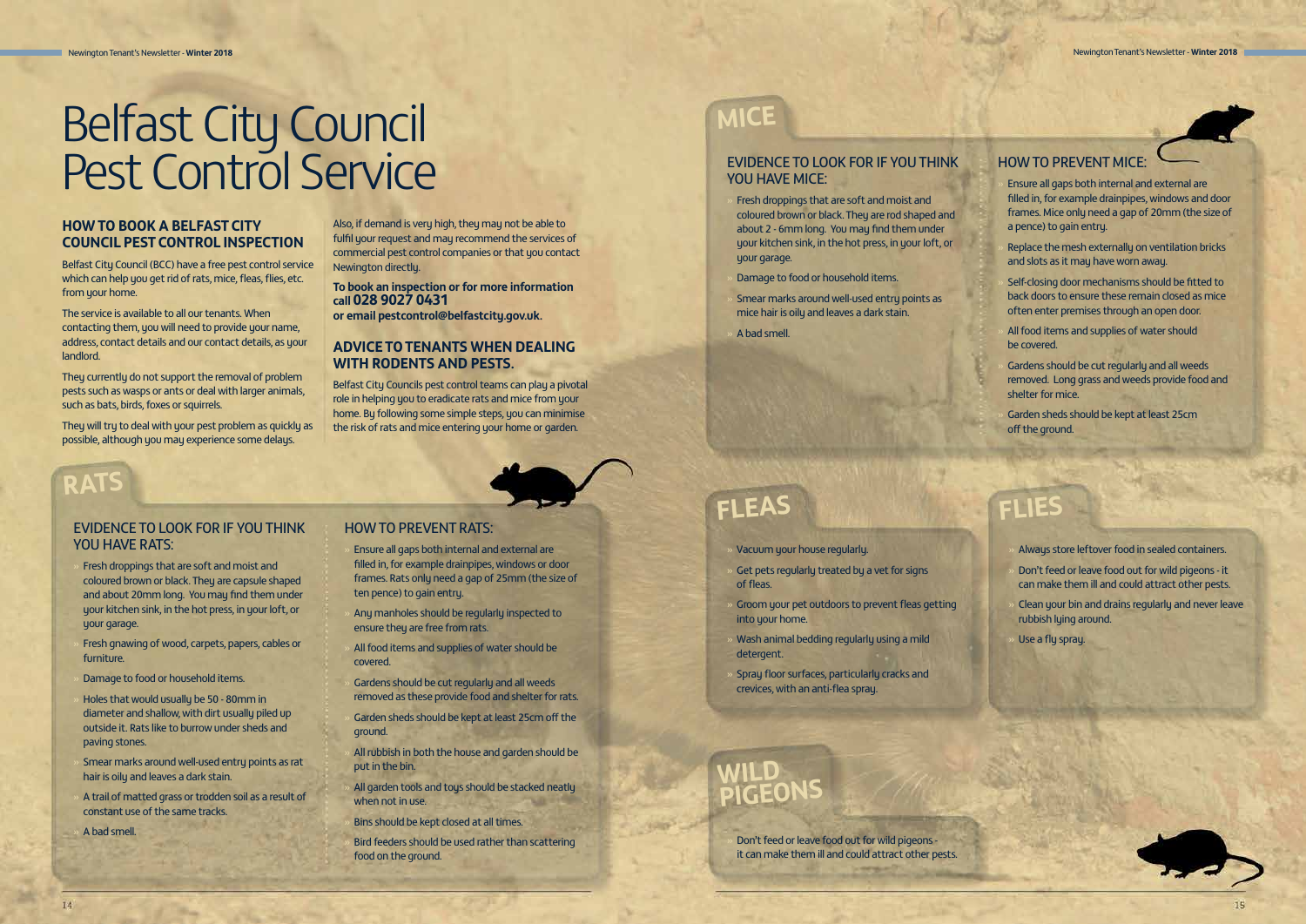# Belfast City Council Pest Control Service

## HOW TO BOOK A BELFAST CITY COUNCIL PEST CONTROL INSPECTION

Belfast City Council (BCC) have a free pest control service which can help you get rid of rats, mice, fleas, flies, etc. from your home.

The service is available to all our tenants. When contacting them, you will need to provide your name, address, contact details and our contact details, as your landlord.

They currently do not support the removal of problem pests such as wasps or ants or deal with larger animals, such as bats, birds, foxes or squirrels.

They will try to deal with your pest problem as quickly as possible, although you may experience some delays.

Also, if demand is very high, they may not be able to fulfil your request and may recommend the services of commercial pest control companies or that you contact Newington directly.

**To book an inspection or for more information call 028 9027 0431 or email pestcontrol@belfastcity.gov.uk.**

## ADVICE TO TENANTS WHEN DEALING WITH RODENTS AND PESTS.

Belfast City Councils pest control teams can play a pivotal role in helping you to eradicate rats and mice from your home. By following some simple steps, you can minimise the risk of rats and mice entering your home or garden.

## RATS

### EVIDENCE TO LOOK FOR IF YOU THINK YOU HAVE RATS:

- Fresh droppings that are soft and moist and coloured brown or black. They are capsule shaped and about 20mm long. You may find them under your kitchen sink, in the hot press, in your loft, or your garage.
- Fresh gnawing of wood, carpets, papers, cables or furniture.
- Damage to food or household items.
- Holes that would usually be 50 - 80mm in diameter and shallow, with dirt usually piled up outside it. Rats like to burrow under sheds and paving stones.
- Smear marks around well-used entry points as rat hair is oily and leaves a dark stain.
- A trail of matted grass or trodden soil as a result of constant use of the same tracks.
- A bad smell.

### HOW TO PREVENT RATS:

- Ensure all gaps both internal and external are filled in, for example drainpipes, windows or door frames. Rats only need a gap of 25mm (the size of ten pence) to gain entry.
- Any manholes should be regularly inspected to ensure they are free from rats.
- All food items and supplies of water should be covered.
- Gardens should be cut regularly and all weeds removed as these provide food and shelter for rats.
- Garden sheds should be kept at least 25cm off the ground.
- All rubbish in both the house and garden should be put in the bin.
- All garden tools and toys should be stacked neatly when not in use.
- Bins should be kept closed at all times.
- Bird feeders should be used rather than scattering food on the ground.

## MICE

### EVIDENCE TO LOOK FOR IF YOU THINK YOU HAVE MICE:

- Fresh droppings that are soft and moist and coloured brown or black. They are rod shaped and about 2 - 6mm long. You may find them under your kitchen sink, in the hot press, in your loft, or your garage.
- Damage to food or household items.
- Smear marks around well-used entry points as mice hair is oily and leaves a dark stain.
- A bad smell.

### HOW TO PREVENT MICE:

- Ensure all gaps both internal and external are filled in, for example drainpipes, windows and door frames. Mice only need a gap of 20mm (the size of a pence) to gain entry.
- Replace the mesh externally on ventilation bricks and slots as it may have worn away.
- Self-closing door mechanisms should be fitted to back doors to ensure these remain closed as mice often enter premises through an open door.
- All food items and supplies of water should be covered.
- Gardens should be cut regularly and all weeds removed. Long grass and weeds provide food and shelter for mice.
- Garden sheds should be kept at least 25cm off the ground.

## FLEAS

- Vacuum your house regularly.
- Get pets regularly treated by a vet for signs of fleas.
- Groom your pet outdoors to prevent fleas getting into your home.
- Wash animal bedding regularly using a mild detergent.
- Spray floor surfaces, particularly cracks and crevices, with an anti-flea spray.

## FLIES

- Always store leftover food in sealed containers.
- Don't feed or leave food out for wild pigeons - it can make them ill and could attract other pests.
- Clean your bin and drains regularly and never leave rubbish lying around.
- Use a fly spray.

## WILD PIGEONS

- Don't feed or leave food out for wild pigeons - it can make them ill and could attract other pests.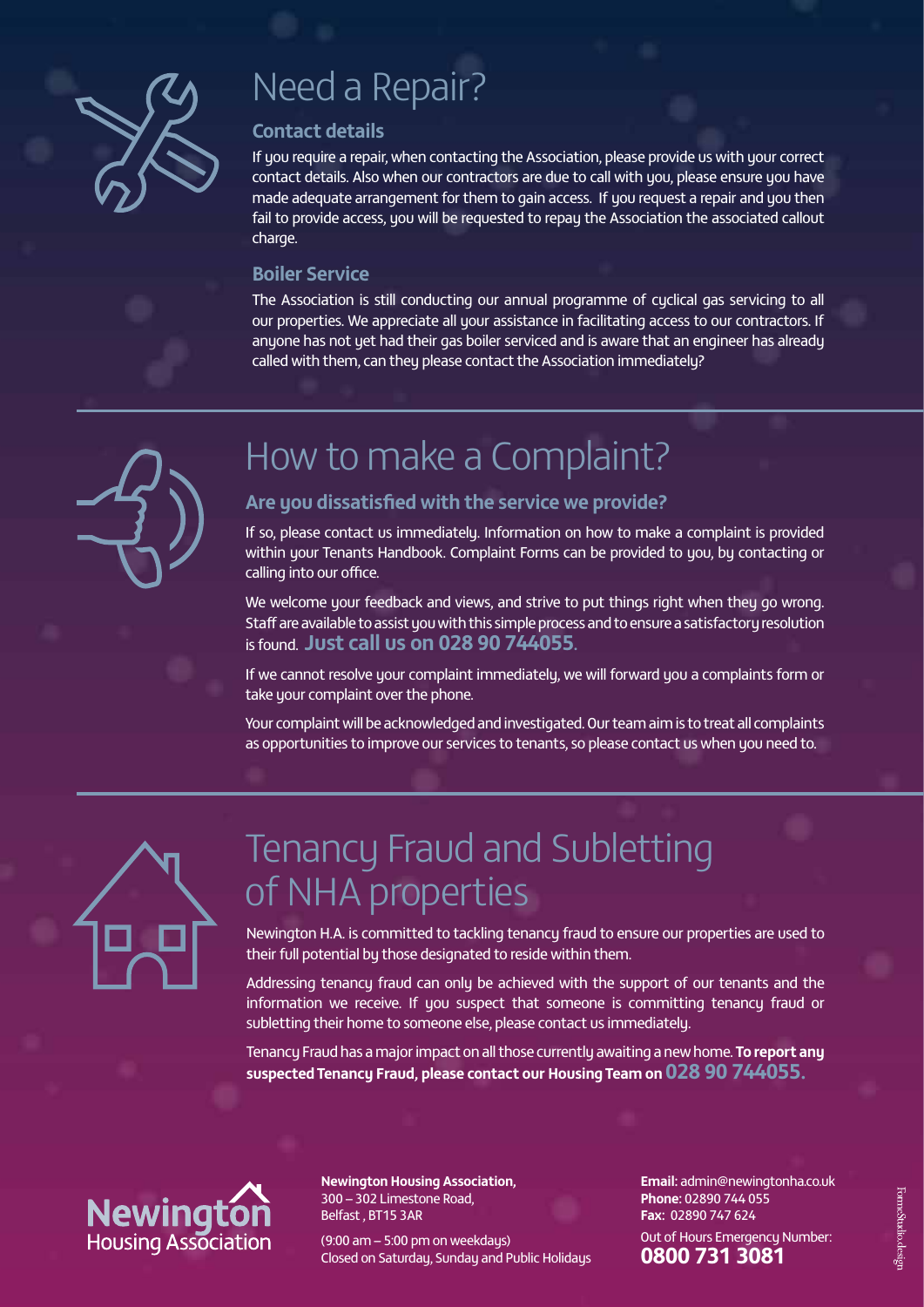# Need a Repair?

### Contact details

If you require a repair, when contacting the Association, please provide us with your correct contact details. Also when our contractors are due to call with you, please ensure you have made adequate arrangement for them to gain access. If you request a repair and you then fail to provide access, you will be requested to repay the Association the associated callout charge.

### Boiler Service

The Association is still conducting our annual programme of cyclical gas servicing to all our properties. We appreciate all your assistance in facilitating access to our contractors. If anyone has not yet had their gas boiler serviced and is aware that an engineer has already called with them, can they please contact the Association immediately?

# How to make a Complaint?

### Are you dissatisfied with the service we provide?

If so, please contact us immediately. Information on how to make a complaint is provided within your Tenants Handbook. Complaint Forms can be provided to you, by contacting or calling into our office.

We welcome your feedback and views, and strive to put things right when they go wrong. Staff are available to assist you with this simple process and to ensure a satisfactory resolution is found. **Just call us on 028 90 744055.**

If we cannot resolve your complaint immediately, we will forward you a complaints form or take your complaint over the phone.

Your complaint will be acknowledged and investigated. Our team aim is to treat all complaints as opportunities to improve our services to tenants, so please contact us when you need to.

# Tenancy Fraud and Subletting of NHA properties

Newington H.A. is committed to tackling tenancy fraud to ensure our properties are used to their full potential by those designated to reside within them.

Addressing tenancy fraud can only be achieved with the support of our tenants and the information we receive. If you suspect that someone is committing tenancy fraud or subletting their home to someone else, please contact us immediately.

Tenancy Fraud has a major impact on all those currently awaiting a new home. **To report any suspected Tenancy Fraud, please contact our Housing Team on 028 90 744055.**

Newington Housing Association

**Newington Housing Association,**
300 – 302 Limestone Road,
Belfast , BT15 3AR

(9:00 am – 5:00 pm on weekdays)
Closed on Saturday, Sunday and Public Holidays

**Email:** admin@newingtonha.co.uk
**Phone:** 02890 744 055
**Fax:** 02890 747 624

Out of Hours Emergency Number:
**0800 731 3081**

FormeStudio.design